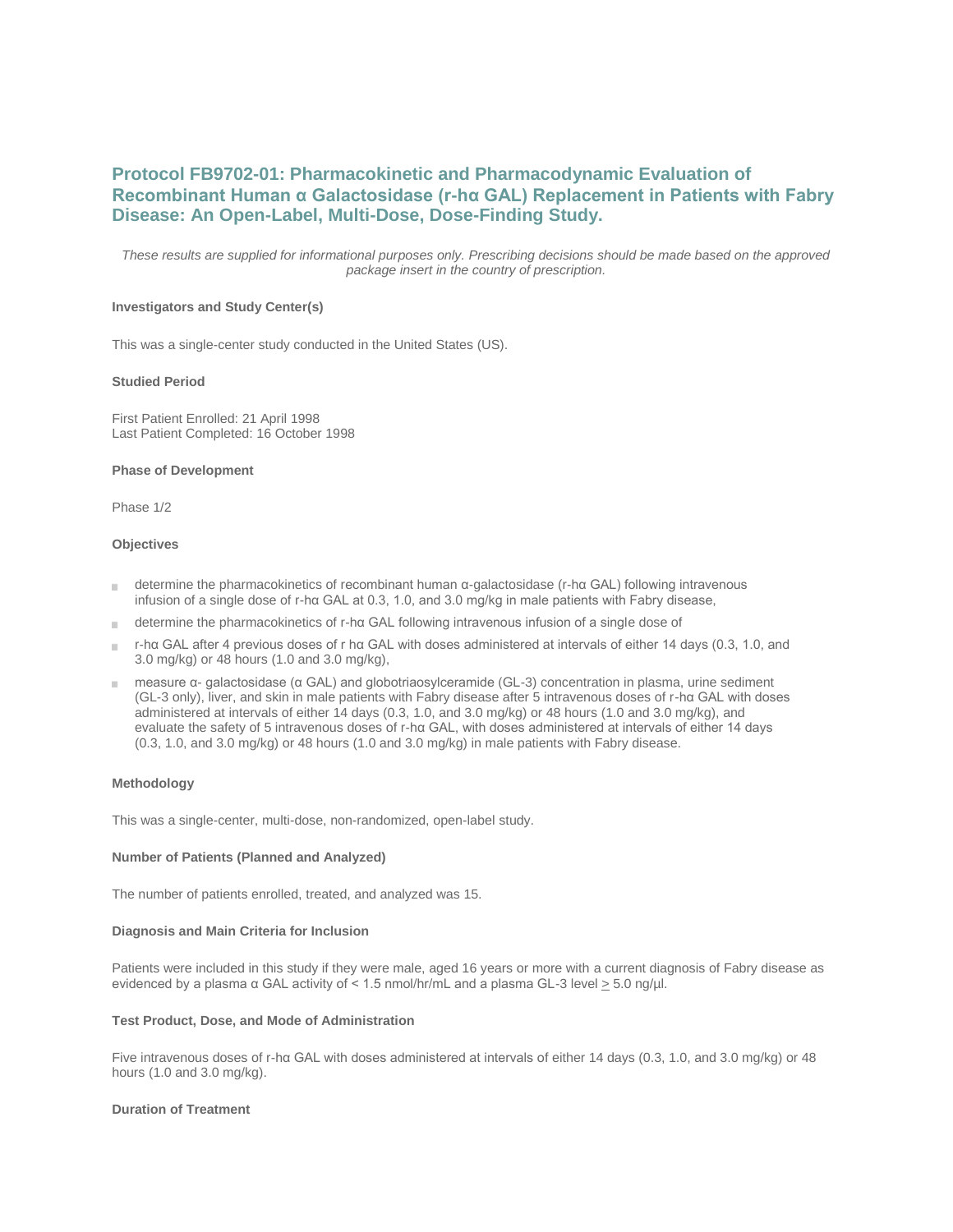# Protocol FB9702-01: Pharmacokinetic and Pharmacodynamic Evaluation of Recombinant Human α Galactosidase (r-hα GAL) Replacement in Patients with Fabry Disease: An Open-Label, Multi-Dose, Dose-Finding Study.

*These results are supplied for informational purposes only. Prescribing decisions should be made based on the approved package insert in the country of prescription.*

### Investigators and Study Center(s)

This was a single-center study conducted in the United States (US).

### Studied Period

First Patient Enrolled: 21 April 1998
Last Patient Completed: 16 October 1998

### Phase of Development

Phase 1/2

### Objectives

- determine the pharmacokinetics of recombinant human α-galactosidase (r-hα GAL) following intravenous infusion of a single dose of r-hα GAL at 0.3, 1.0, and 3.0 mg/kg in male patients with Fabry disease,
- determine the pharmacokinetics of r-hα GAL following intravenous infusion of a single dose of
- r-hα GAL after 4 previous doses of r hα GAL with doses administered at intervals of either 14 days (0.3, 1.0, and 3.0 mg/kg) or 48 hours (1.0 and 3.0 mg/kg),
- measure α- galactosidase (α GAL) and globotriaosylceramide (GL-3) concentration in plasma, urine sediment (GL-3 only), liver, and skin in male patients with Fabry disease after 5 intravenous doses of r-hα GAL with doses administered at intervals of either 14 days (0.3, 1.0, and 3.0 mg/kg) or 48 hours (1.0 and 3.0 mg/kg), and evaluate the safety of 5 intravenous doses of r-hα GAL, with doses administered at intervals of either 14 days (0.3, 1.0, and 3.0 mg/kg) or 48 hours (1.0 and 3.0 mg/kg) in male patients with Fabry disease.

### Methodology

This was a single-center, multi-dose, non-randomized, open-label study.

### Number of Patients (Planned and Analyzed)

The number of patients enrolled, treated, and analyzed was 15.

### Diagnosis and Main Criteria for Inclusion

Patients were included in this study if they were male, aged 16 years or more with a current diagnosis of Fabry disease as evidenced by a plasma α GAL activity of < 1.5 nmol/hr/mL and a plasma GL-3 level ≥ 5.0 ng/µl.

### Test Product, Dose, and Mode of Administration

Five intravenous doses of r-hα GAL with doses administered at intervals of either 14 days (0.3, 1.0, and 3.0 mg/kg) or 48 hours (1.0 and 3.0 mg/kg).

### Duration of Treatment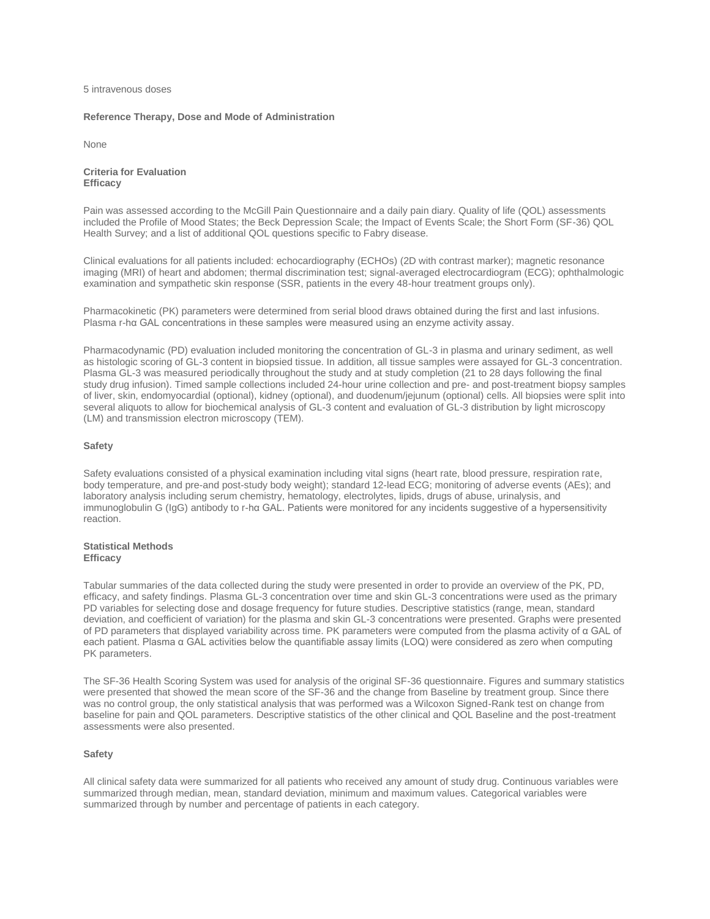5 intravenous doses

**Reference Therapy, Dose and Mode of Administration**

None

**Criteria for Evaluation**
**Efficacy**

Pain was assessed according to the McGill Pain Questionnaire and a daily pain diary. Quality of life (QOL) assessments included the Profile of Mood States; the Beck Depression Scale; the Impact of Events Scale; the Short Form (SF-36) QOL Health Survey; and a list of additional QOL questions specific to Fabry disease.

Clinical evaluations for all patients included: echocardiography (ECHOs) (2D with contrast marker); magnetic resonance imaging (MRI) of heart and abdomen; thermal discrimination test; signal-averaged electrocardiogram (ECG); ophthalmologic examination and sympathetic skin response (SSR, patients in the every 48-hour treatment groups only).

Pharmacokinetic (PK) parameters were determined from serial blood draws obtained during the first and last infusions. Plasma r-hα GAL concentrations in these samples were measured using an enzyme activity assay.

Pharmacodynamic (PD) evaluation included monitoring the concentration of GL-3 in plasma and urinary sediment, as well as histologic scoring of GL-3 content in biopsied tissue. In addition, all tissue samples were assayed for GL-3 concentration. Plasma GL-3 was measured periodically throughout the study and at study completion (21 to 28 days following the final study drug infusion). Timed sample collections included 24-hour urine collection and pre- and post-treatment biopsy samples of liver, skin, endomyocardial (optional), kidney (optional), and duodenum/jejunum (optional) cells. All biopsies were split into several aliquots to allow for biochemical analysis of GL-3 content and evaluation of GL-3 distribution by light microscopy (LM) and transmission electron microscopy (TEM).

**Safety**

Safety evaluations consisted of a physical examination including vital signs (heart rate, blood pressure, respiration rate, body temperature, and pre-and post-study body weight); standard 12-lead ECG; monitoring of adverse events (AEs); and laboratory analysis including serum chemistry, hematology, electrolytes, lipids, drugs of abuse, urinalysis, and immunoglobulin G (IgG) antibody to r-hα GAL. Patients were monitored for any incidents suggestive of a hypersensitivity reaction.

**Statistical Methods**
**Efficacy**

Tabular summaries of the data collected during the study were presented in order to provide an overview of the PK, PD, efficacy, and safety findings. Plasma GL-3 concentration over time and skin GL-3 concentrations were used as the primary PD variables for selecting dose and dosage frequency for future studies. Descriptive statistics (range, mean, standard deviation, and coefficient of variation) for the plasma and skin GL-3 concentrations were presented. Graphs were presented of PD parameters that displayed variability across time. PK parameters were computed from the plasma activity of α GAL of each patient. Plasma α GAL activities below the quantifiable assay limits (LOQ) were considered as zero when computing PK parameters.

The SF-36 Health Scoring System was used for analysis of the original SF-36 questionnaire. Figures and summary statistics were presented that showed the mean score of the SF-36 and the change from Baseline by treatment group. Since there was no control group, the only statistical analysis that was performed was a Wilcoxon Signed-Rank test on change from baseline for pain and QOL parameters. Descriptive statistics of the other clinical and QOL Baseline and the post-treatment assessments were also presented.

**Safety**

All clinical safety data were summarized for all patients who received any amount of study drug. Continuous variables were summarized through median, mean, standard deviation, minimum and maximum values. Categorical variables were summarized through by number and percentage of patients in each category.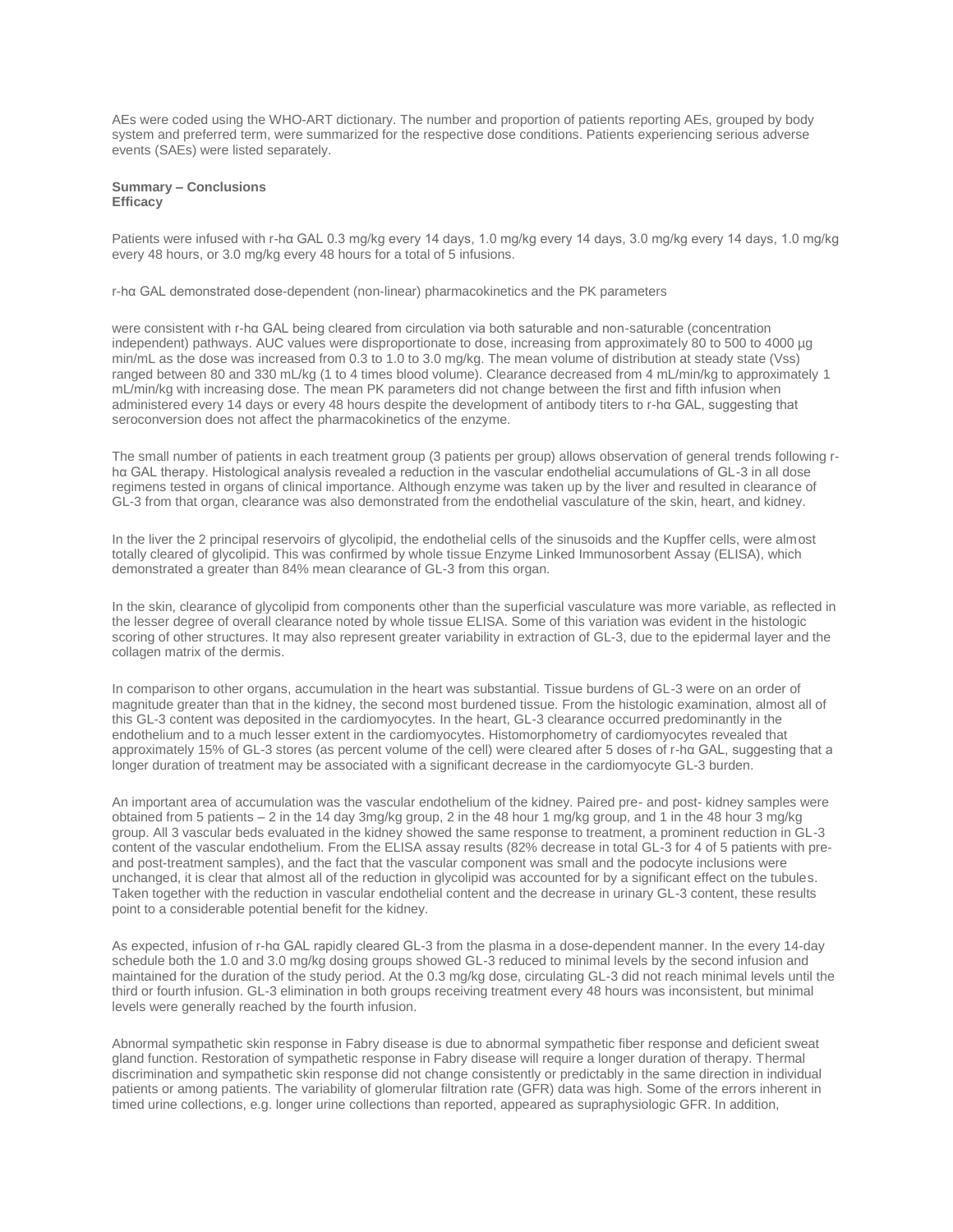AEs were coded using the WHO-ART dictionary. The number and proportion of patients reporting AEs, grouped by body system and preferred term, were summarized for the respective dose conditions. Patients experiencing serious adverse events (SAEs) were listed separately.

**Summary – Conclusions**
**Efficacy**

Patients were infused with r-hα GAL 0.3 mg/kg every 14 days, 1.0 mg/kg every 14 days, 3.0 mg/kg every 14 days, 1.0 mg/kg every 48 hours, or 3.0 mg/kg every 48 hours for a total of 5 infusions.

r-hα GAL demonstrated dose-dependent (non-linear) pharmacokinetics and the PK parameters

were consistent with r-hα GAL being cleared from circulation via both saturable and non-saturable (concentration independent) pathways. AUC values were disproportionate to dose, increasing from approximately 80 to 500 to 4000 µg min/mL as the dose was increased from 0.3 to 1.0 to 3.0 mg/kg. The mean volume of distribution at steady state (Vss) ranged between 80 and 330 mL/kg (1 to 4 times blood volume). Clearance decreased from 4 mL/min/kg to approximately 1 mL/min/kg with increasing dose. The mean PK parameters did not change between the first and fifth infusion when administered every 14 days or every 48 hours despite the development of antibody titers to r-hα GAL, suggesting that seroconversion does not affect the pharmacokinetics of the enzyme.

The small number of patients in each treatment group (3 patients per group) allows observation of general trends following r-hα GAL therapy. Histological analysis revealed a reduction in the vascular endothelial accumulations of GL-3 in all dose regimens tested in organs of clinical importance. Although enzyme was taken up by the liver and resulted in clearance of GL-3 from that organ, clearance was also demonstrated from the endothelial vasculature of the skin, heart, and kidney.

In the liver the 2 principal reservoirs of glycolipid, the endothelial cells of the sinusoids and the Kupffer cells, were almost totally cleared of glycolipid. This was confirmed by whole tissue Enzyme Linked Immunosorbent Assay (ELISA), which demonstrated a greater than 84% mean clearance of GL-3 from this organ.

In the skin, clearance of glycolipid from components other than the superficial vasculature was more variable, as reflected in the lesser degree of overall clearance noted by whole tissue ELISA. Some of this variation was evident in the histologic scoring of other structures. It may also represent greater variability in extraction of GL-3, due to the epidermal layer and the collagen matrix of the dermis.

In comparison to other organs, accumulation in the heart was substantial. Tissue burdens of GL-3 were on an order of magnitude greater than that in the kidney, the second most burdened tissue. From the histologic examination, almost all of this GL-3 content was deposited in the cardiomyocytes. In the heart, GL-3 clearance occurred predominantly in the endothelium and to a much lesser extent in the cardiomyocytes. Histomorphometry of cardiomyocytes revealed that approximately 15% of GL-3 stores (as percent volume of the cell) were cleared after 5 doses of r-hα GAL, suggesting that a longer duration of treatment may be associated with a significant decrease in the cardiomyocyte GL-3 burden.

An important area of accumulation was the vascular endothelium of the kidney. Paired pre- and post- kidney samples were obtained from 5 patients – 2 in the 14 day 3mg/kg group, 2 in the 48 hour 1 mg/kg group, and 1 in the 48 hour 3 mg/kg group. All 3 vascular beds evaluated in the kidney showed the same response to treatment, a prominent reduction in GL-3 content of the vascular endothelium. From the ELISA assay results (82% decrease in total GL-3 for 4 of 5 patients with pre- and post-treatment samples), and the fact that the vascular component was small and the podocyte inclusions were unchanged, it is clear that almost all of the reduction in glycolipid was accounted for by a significant effect on the tubules. Taken together with the reduction in vascular endothelial content and the decrease in urinary GL-3 content, these results point to a considerable potential benefit for the kidney.

As expected, infusion of r-hα GAL rapidly cleared GL-3 from the plasma in a dose-dependent manner. In the every 14-day schedule both the 1.0 and 3.0 mg/kg dosing groups showed GL-3 reduced to minimal levels by the second infusion and maintained for the duration of the study period. At the 0.3 mg/kg dose, circulating GL-3 did not reach minimal levels until the third or fourth infusion. GL-3 elimination in both groups receiving treatment every 48 hours was inconsistent, but minimal levels were generally reached by the fourth infusion.

Abnormal sympathetic skin response in Fabry disease is due to abnormal sympathetic fiber response and deficient sweat gland function. Restoration of sympathetic response in Fabry disease will require a longer duration of therapy. Thermal discrimination and sympathetic skin response did not change consistently or predictably in the same direction in individual patients or among patients. The variability of glomerular filtration rate (GFR) data was high. Some of the errors inherent in timed urine collections, e.g. longer urine collections than reported, appeared as supraphysiologic GFR. In addition,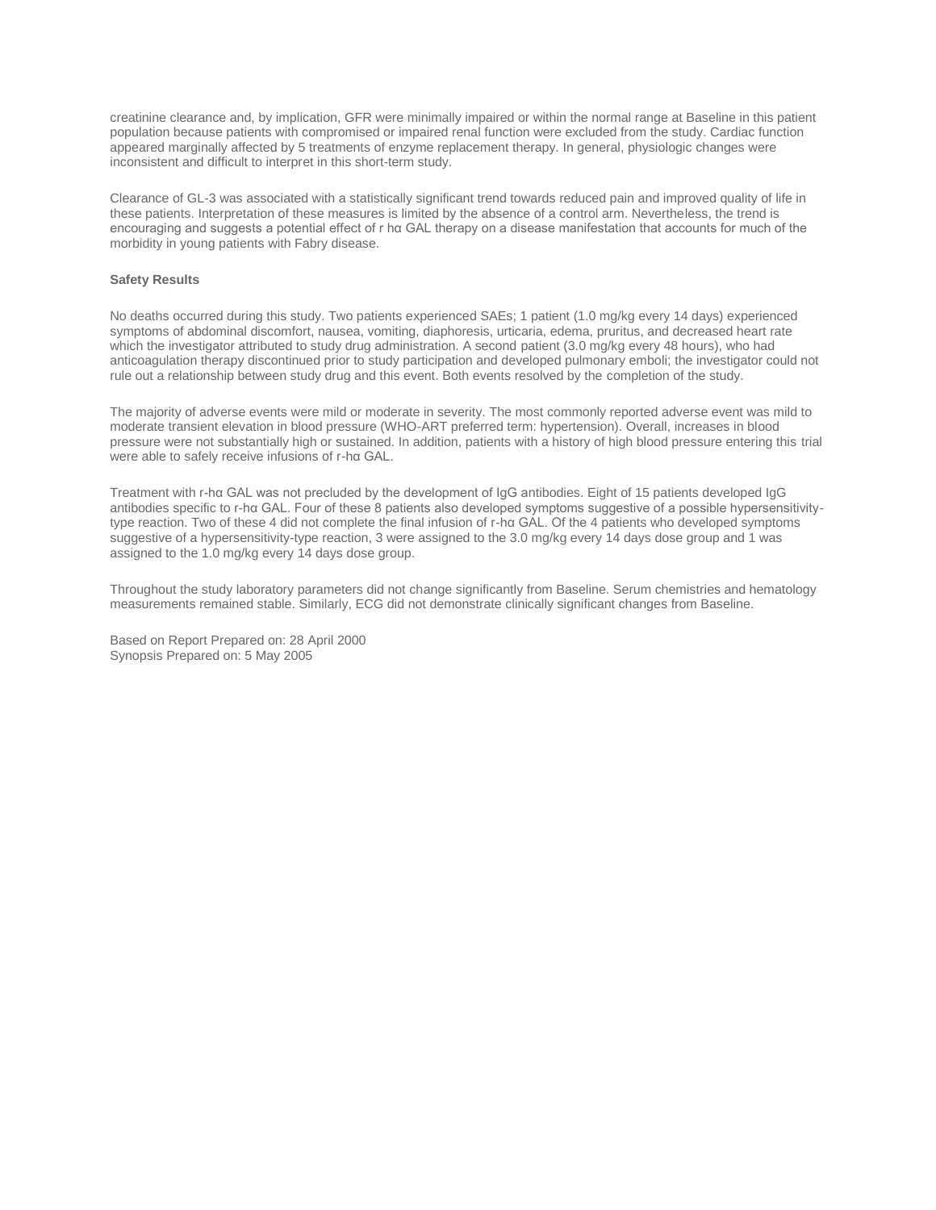creatinine clearance and, by implication, GFR were minimally impaired or within the normal range at Baseline in this patient population because patients with compromised or impaired renal function were excluded from the study. Cardiac function appeared marginally affected by 5 treatments of enzyme replacement therapy. In general, physiologic changes were inconsistent and difficult to interpret in this short-term study.

Clearance of GL-3 was associated with a statistically significant trend towards reduced pain and improved quality of life in these patients. Interpretation of these measures is limited by the absence of a control arm. Nevertheless, the trend is encouraging and suggests a potential effect of r hα GAL therapy on a disease manifestation that accounts for much of the morbidity in young patients with Fabry disease.

**Safety Results**

No deaths occurred during this study. Two patients experienced SAEs; 1 patient (1.0 mg/kg every 14 days) experienced symptoms of abdominal discomfort, nausea, vomiting, diaphoresis, urticaria, edema, pruritus, and decreased heart rate which the investigator attributed to study drug administration. A second patient (3.0 mg/kg every 48 hours), who had anticoagulation therapy discontinued prior to study participation and developed pulmonary emboli; the investigator could not rule out a relationship between study drug and this event. Both events resolved by the completion of the study.

The majority of adverse events were mild or moderate in severity. The most commonly reported adverse event was mild to moderate transient elevation in blood pressure (WHO-ART preferred term: hypertension). Overall, increases in blood pressure were not substantially high or sustained. In addition, patients with a history of high blood pressure entering this trial were able to safely receive infusions of r-hα GAL.

Treatment with r-hα GAL was not precluded by the development of IgG antibodies. Eight of 15 patients developed IgG antibodies specific to r-hα GAL. Four of these 8 patients also developed symptoms suggestive of a possible hypersensitivity-type reaction. Two of these 4 did not complete the final infusion of r-hα GAL. Of the 4 patients who developed symptoms suggestive of a hypersensitivity-type reaction, 3 were assigned to the 3.0 mg/kg every 14 days dose group and 1 was assigned to the 1.0 mg/kg every 14 days dose group.

Throughout the study laboratory parameters did not change significantly from Baseline. Serum chemistries and hematology measurements remained stable. Similarly, ECG did not demonstrate clinically significant changes from Baseline.

Based on Report Prepared on: 28 April 2000
Synopsis Prepared on: 5 May 2005